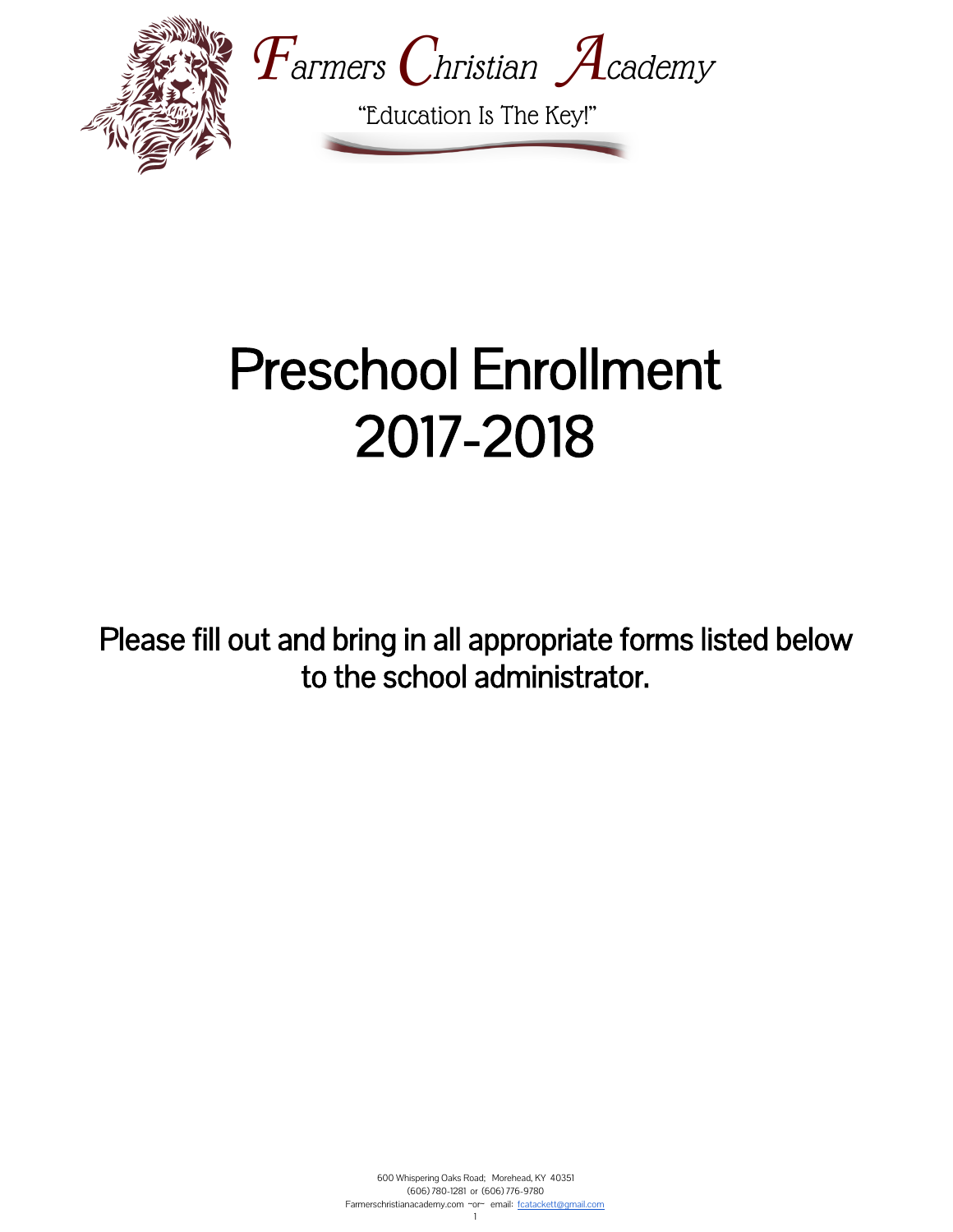# Farmers Christian Academy

"Education Is The Key!"

# Preschool Enrollment 2017-2018

**Please fill out and bring in all appropriate forms listed below to the school administrator.**

600 Whispering Oaks Road; Morehead, KY 40351
(606) 780-1281 or (606) 776-9780
Farmerschristianacademy.com ~or~ email: fcatackett@gmail.com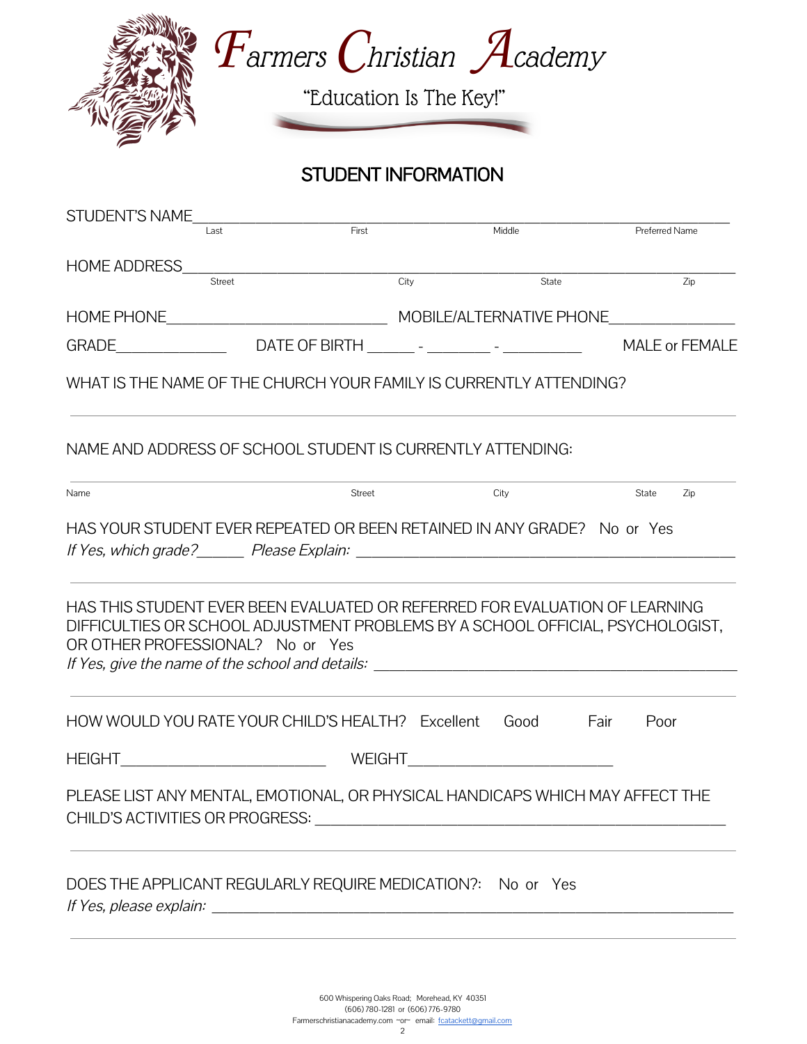# Farmers Christian Academy

"Education Is The Key!"

## STUDENT INFORMATION

STUDENT'S NAME_______________________________________________________________
Last First Middle Preferred Name

HOME ADDRESS_________________________________________________________________
Street City State Zip

HOME PHONE___________________________ MOBILE/ALTERNATIVE PHONE_______________

GRADE______________ DATE OF BIRTH ______ - ________ - __________ MALE or FEMALE

WHAT IS THE NAME OF THE CHURCH YOUR FAMILY IS CURRENTLY ATTENDING?

_____________________________________________________________________________

NAME AND ADDRESS OF SCHOOL STUDENT IS CURRENTLY ATTENDING:

_____________________________________________________________________________
Name Street City State Zip

HAS YOUR STUDENT EVER REPEATED OR BEEN RETAINED IN ANY GRADE? No or Yes

*If Yes, which grade?______ Please Explain:* ______________________________________

_____________________________________________________________________________

HAS THIS STUDENT EVER BEEN EVALUATED OR REFERRED FOR EVALUATION OF LEARNING DIFFICULTIES OR SCHOOL ADJUSTMENT PROBLEMS BY A SCHOOL OFFICIAL, PSYCHOLOGIST, OR OTHER PROFESSIONAL? No or Yes

*If Yes, give the name of the school and details:* ______________________________

_____________________________________________________________________________

HOW WOULD YOU RATE YOUR CHILD'S HEALTH? Excellent Good Fair Poor

HEIGHT__________________________ WEIGHT__________________________

PLEASE LIST ANY MENTAL, EMOTIONAL, OR PHYSICAL HANDICAPS WHICH MAY AFFECT THE CHILD'S ACTIVITIES OR PROGRESS: ______________________________________________

_____________________________________________________________________________

DOES THE APPLICANT REGULARLY REQUIRE MEDICATION?: No or Yes

*If Yes, please explain:* ____________________________________________________

_____________________________________________________________________________

600 Whispering Oaks Road; Morehead, KY 40351
(606) 780-1281 or (606) 776-9780
Farmerschristianacademy.com ~or~ email: fcatackett@gmail.com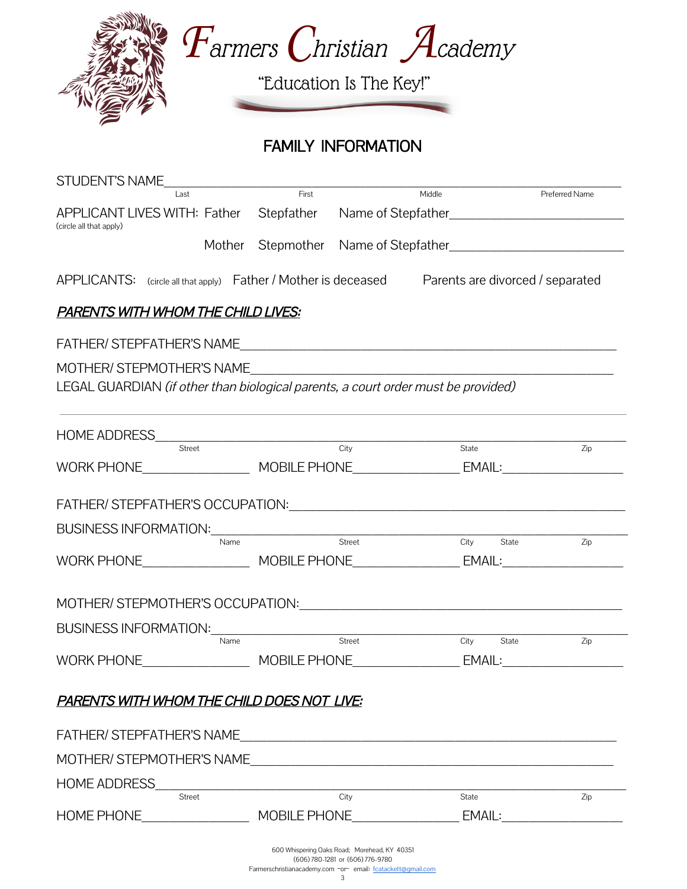# Farmers Christian Academy

"Education Is The Key!"

## FAMILY INFORMATION

STUDENT'S NAME_______________________________________________________________
Last First Middle Preferred Name

APPLICANT LIVES WITH: Father Stepfather Name of Stepfather___________________________
(circle all that apply)

Mother Stepmother Name of Stepfather___________________________

APPLICANTS: (circle all that apply) Father / Mother is deceased Parents are divorced / separated

***PARENTS WITH WHOM THE CHILD LIVES:***

FATHER/ STEPFATHER'S NAME_______________________________________________

MOTHER/ STEPMOTHER'S NAME_______________________________________________

LEGAL GUARDIAN *(if other than biological parents, a court order must be provided)*

---

HOME ADDRESS_______________________________________________________________
Street City State Zip

WORK PHONE________________ MOBILE PHONE________________ EMAIL:__________________

FATHER/ STEPFATHER'S OCCUPATION:_____________________________________________

BUSINESS INFORMATION:_______________________________________________________
Name Street City State Zip

WORK PHONE________________ MOBILE PHONE________________ EMAIL:__________________

MOTHER/ STEPMOTHER'S OCCUPATION:____________________________________________

BUSINESS INFORMATION:_______________________________________________________
Name Street City State Zip

WORK PHONE________________ MOBILE PHONE________________ EMAIL:__________________

***PARENTS WITH WHOM THE CHILD DOES NOT LIVE:***

FATHER/ STEPFATHER'S NAME_______________________________________________

MOTHER/ STEPMOTHER'S NAME_______________________________________________

HOME ADDRESS_______________________________________________________________
Street City State Zip

HOME PHONE________________ MOBILE PHONE________________ EMAIL:__________________

600 Whispering Oaks Road; Morehead, KY 40351
(606) 780-1281 or (606) 776-9780
Farmerschristianacademy.com ~or~ email: fcatackett@gmail.com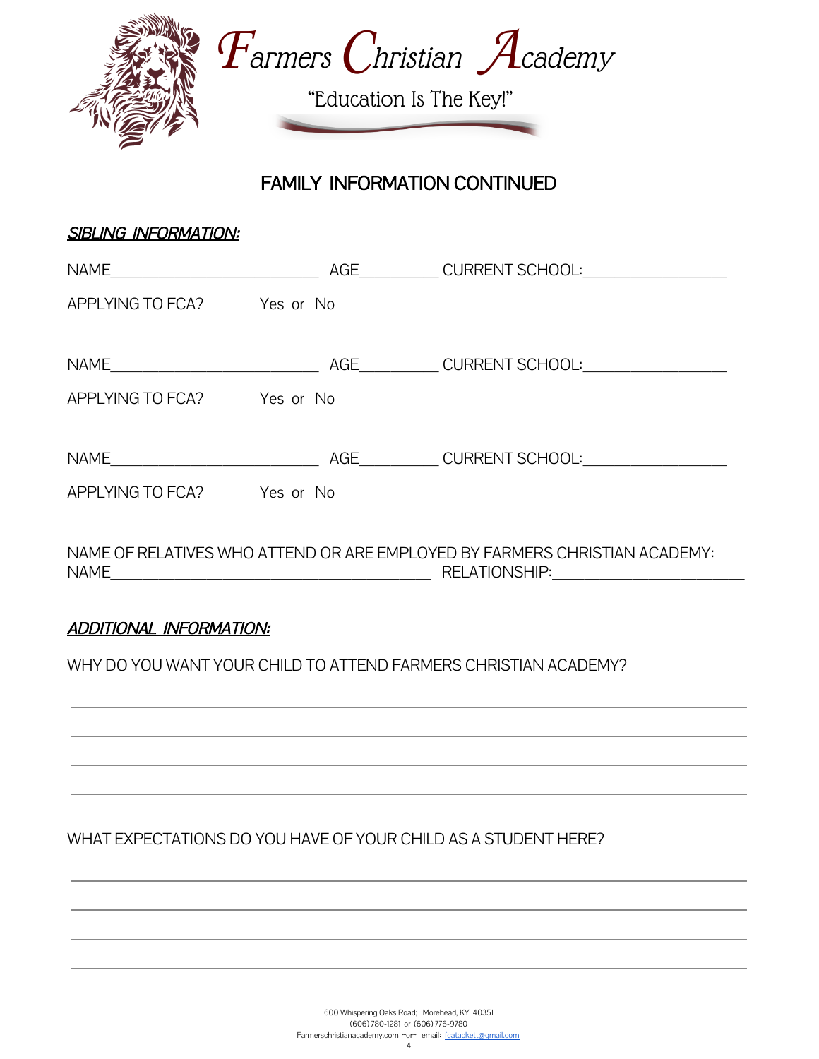# Farmers Christian Academy

"Education Is The Key!"

## FAMILY INFORMATION CONTINUED

***SIBLING INFORMATION:***

NAME___________________________ AGE__________ CURRENT SCHOOL:__________________

APPLYING TO FCA? Yes or No

NAME___________________________ AGE__________ CURRENT SCHOOL:__________________

APPLYING TO FCA? Yes or No

NAME___________________________ AGE__________ CURRENT SCHOOL:__________________

APPLYING TO FCA? Yes or No

NAME OF RELATIVES WHO ATTEND OR ARE EMPLOYED BY FARMERS CHRISTIAN ACADEMY:
NAME_________________________________________ RELATIONSHIP:________________________

***ADDITIONAL INFORMATION:***

WHY DO YOU WANT YOUR CHILD TO ATTEND FARMERS CHRISTIAN ACADEMY?

_______________________________________________________________________________

_______________________________________________________________________________

_______________________________________________________________________________

_______________________________________________________________________________

WHAT EXPECTATIONS DO YOU HAVE OF YOUR CHILD AS A STUDENT HERE?

_______________________________________________________________________________

_______________________________________________________________________________

_______________________________________________________________________________

_______________________________________________________________________________

600 Whispering Oaks Road; Morehead, KY 40351
(606) 780-1281 or (606) 776-9780
Farmerschristianacademy.com ~or~ email: fcatackett@gmail.com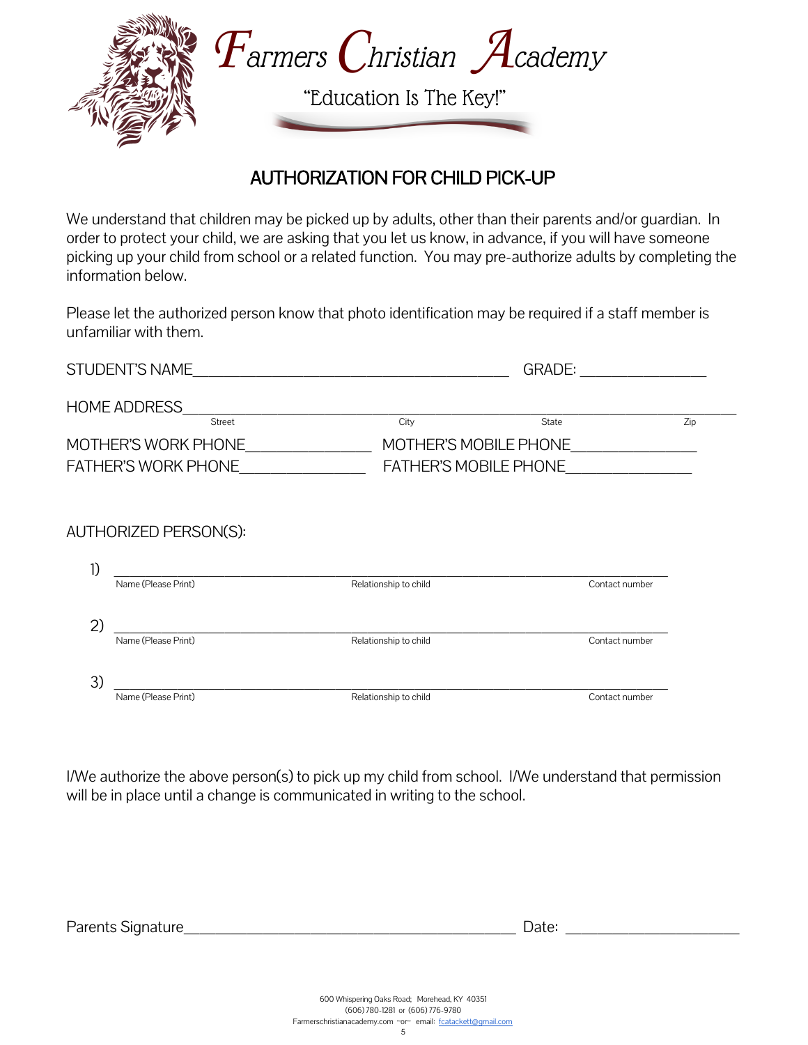# Farmers Christian Academy

"Education Is The Key!"

## AUTHORIZATION FOR CHILD PICK-UP

We understand that children may be picked up by adults, other than their parents and/or guardian. In order to protect your child, we are asking that you let us know, in advance, if you will have someone picking up your child from school or a related function. You may pre-authorize adults by completing the information below.

Please let the authorized person know that photo identification may be required if a staff member is unfamiliar with them.

STUDENT'S NAME_______________________________________ GRADE: _______________

HOME ADDRESS_____________________________________________________________
Street City State Zip

MOTHER'S WORK PHONE_______________ MOTHER'S MOBILE PHONE_______________

FATHER'S WORK PHONE_______________ FATHER'S MOBILE PHONE_______________

AUTHORIZED PERSON(S):

1) _____________________________________________________________________
Name (Please Print) Relationship to child Contact number

2) _____________________________________________________________________
Name (Please Print) Relationship to child Contact number

3) _____________________________________________________________________
Name (Please Print) Relationship to child Contact number

I/We authorize the above person(s) to pick up my child from school. I/We understand that permission will be in place until a change is communicated in writing to the school.

Parents Signature_________________________________________ Date: ____________________

600 Whispering Oaks Road; Morehead, KY 40351
(606) 780-1281 or (606) 776-9780
Farmerschristianacademy.com ~or~ email: fcatackett@gmail.com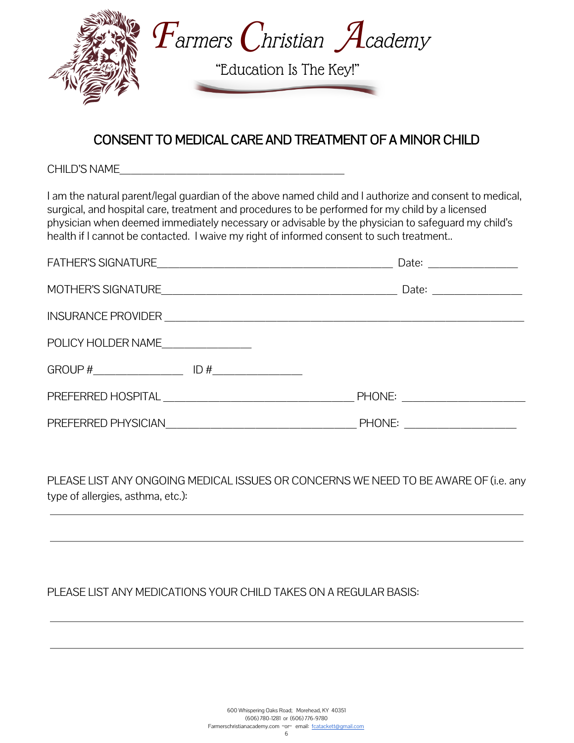# Farmers Christian Academy

"Education Is The Key!"

## CONSENT TO MEDICAL CARE AND TREATMENT OF A MINOR CHILD

CHILD'S NAME___________________________________________

I am the natural parent/legal guardian of the above named child and I authorize and consent to medical, surgical, and hospital care, treatment and procedures to be performed for my child by a licensed physician when deemed immediately necessary or advisable by the physician to safeguard my child's health if I cannot be contacted. I waive my right of informed consent to such treatment..

FATHER'S SIGNATURE_____________________________________________ Date: ________________

MOTHER'S SIGNATURE_____________________________________________ Date: ________________

INSURANCE PROVIDER ______________________________________________________________________

POLICY HOLDER NAME________________

GROUP #________________ ID #________________

PREFERRED HOSPITAL ___________________________________ PHONE: ______________________

PREFERRED PHYSICIAN___________________________________ PHONE: ____________________

PLEASE LIST ANY ONGOING MEDICAL ISSUES OR CONCERNS WE NEED TO BE AWARE OF (i.e. any type of allergies, asthma, etc.):

______________________________________________________________________________________

______________________________________________________________________________________

PLEASE LIST ANY MEDICATIONS YOUR CHILD TAKES ON A REGULAR BASIS:

______________________________________________________________________________________

______________________________________________________________________________________

600 Whispering Oaks Road; Morehead, KY 40351
(606) 780-1281 or (606) 776-9780
Farmerschristianacademy.com ~or~ email: fcatackett@gmail.com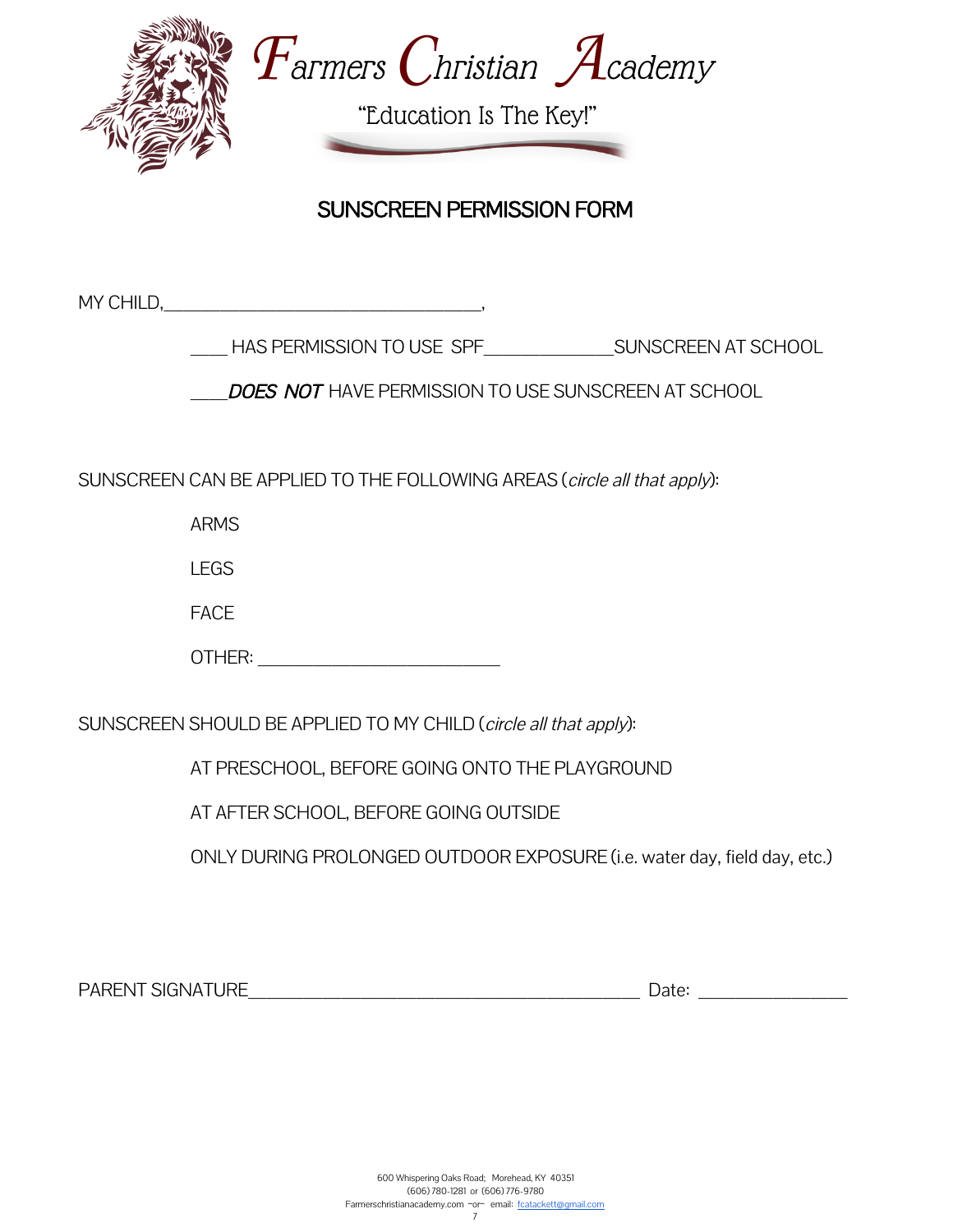# Farmers Christian Academy

"Education Is The Key!"

## SUNSCREEN PERMISSION FORM

MY CHILD,___________________________________,

____ HAS PERMISSION TO USE SPF______________SUNSCREEN AT SCHOOL

____***DOES NOT*** HAVE PERMISSION TO USE SUNSCREEN AT SCHOOL

SUNSCREEN CAN BE APPLIED TO THE FOLLOWING AREAS (*circle all that apply*):

ARMS

LEGS

FACE

OTHER: ___________________________

SUNSCREEN SHOULD BE APPLIED TO MY CHILD (*circle all that apply*):

AT PRESCHOOL, BEFORE GOING ONTO THE PLAYGROUND

AT AFTER SCHOOL, BEFORE GOING OUTSIDE

ONLY DURING PROLONGED OUTDOOR EXPOSURE (i.e. water day, field day, etc.)

PARENT SIGNATURE____________________________________________ Date: ________________

600 Whispering Oaks Road; Morehead, KY 40351
(606) 780-1281 or (606) 776-9780
Farmerschristianacademy.com ~or~ email: fcatackett@gmail.com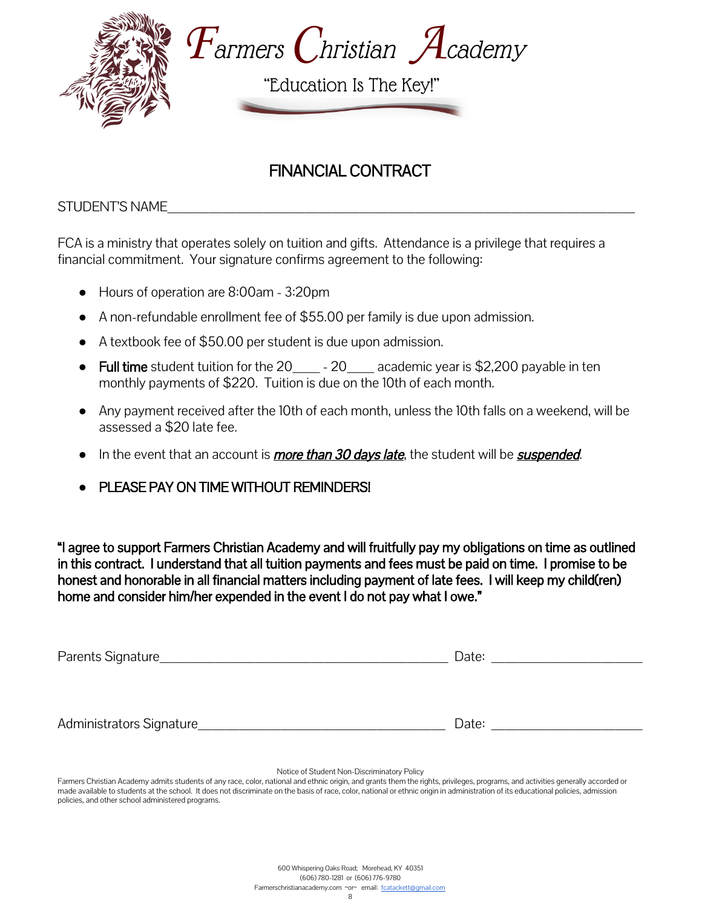# Farmers Christian Academy

"Education Is The Key!"

## FINANCIAL CONTRACT

STUDENT'S NAME_______________________________________________________________________

FCA is a ministry that operates solely on tuition and gifts. Attendance is a privilege that requires a financial commitment. Your signature confirms agreement to the following:

- Hours of operation are 8:00am - 3:20pm
- A non-refundable enrollment fee of $55.00 per family is due upon admission.
- A textbook fee of $50.00 per student is due upon admission.
- **Full time** student tuition for the 20____ - 20____ academic year is $2,200 payable in ten monthly payments of $220. Tuition is due on the 10th of each month.
- Any payment received after the 10th of each month, unless the 10th falls on a weekend, will be assessed a $20 late fee.
- In the event that an account is ***more than 30 days late***, the student will be ***suspended***.
- PLEASE PAY ON TIME WITHOUT REMINDERS!

**"I agree to support Farmers Christian Academy and will fruitfully pay my obligations on time as outlined in this contract. I understand that all tuition payments and fees must be paid on time. I promise to be honest and honorable in all financial matters including payment of late fees. I will keep my child(ren) home and consider him/her expended in the event I do not pay what I owe."**

Parents Signature_____________________________________________ Date: _______________________

Administrators Signature______________________________________ Date: _______________________

Notice of Student Non-Discriminatory Policy

Farmers Christian Academy admits students of any race, color, national and ethnic origin, and grants them the rights, privileges, programs, and activities generally accorded or made available to students at the school. It does not discriminate on the basis of race, color, national or ethnic origin in administration of its educational policies, admission policies, and other school administered programs.

600 Whispering Oaks Road; Morehead, KY 40351
(606) 780-1281 or (606) 776-9780
Farmerschristianacademy.com ~or~ email: fcatackett@gmail.com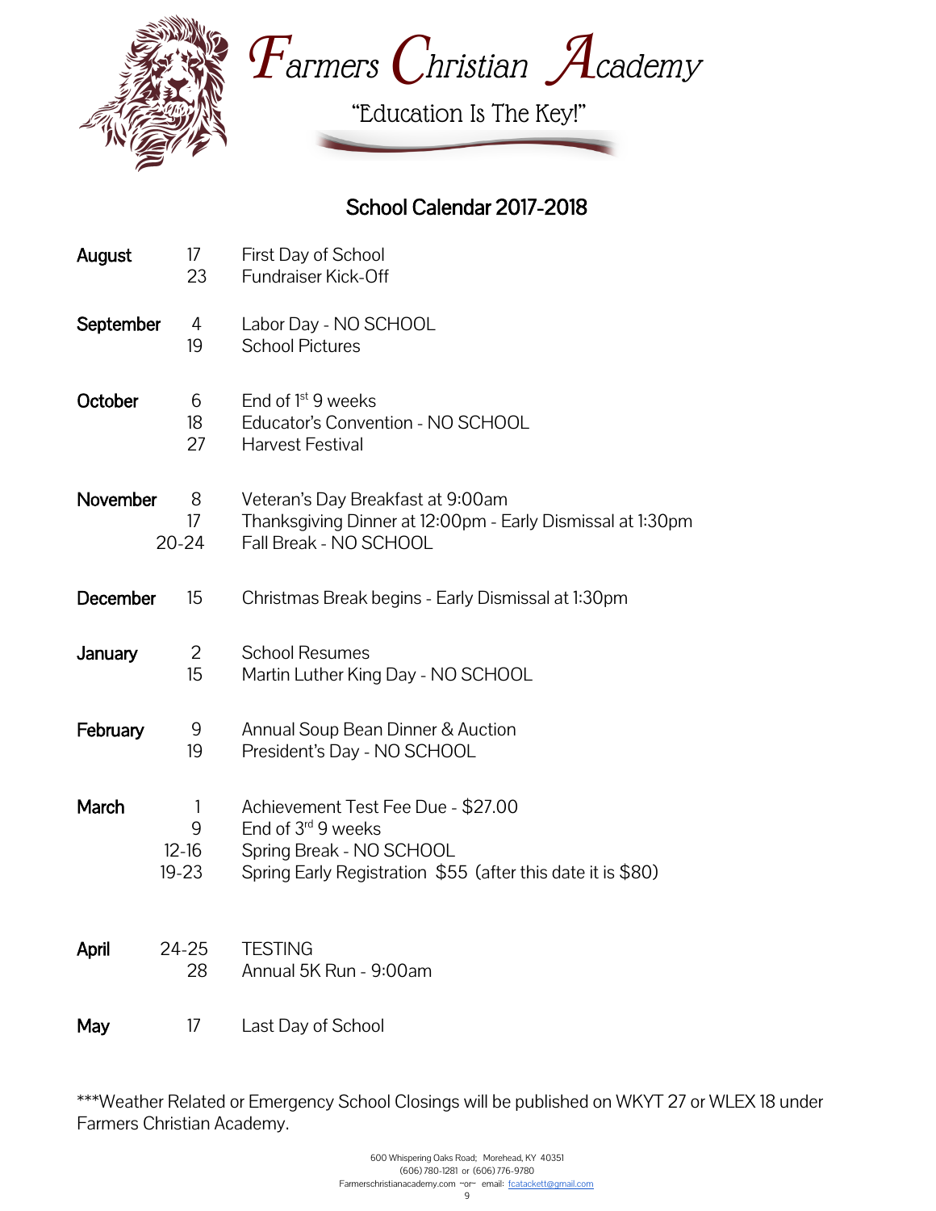# Farmers Christian Academy

"Education Is The Key!"

## School Calendar 2017-2018

| Month | Date | Event |
|---|---|---|
| **August** | 17 | First Day of School |
| | 23 | Fundraiser Kick-Off |
| **September** | 4 | Labor Day - NO SCHOOL |
| | 19 | School Pictures |
| **October** | 6 | End of 1st 9 weeks |
| | 18 | Educator's Convention - NO SCHOOL |
| | 27 | Harvest Festival |
| **November** | 8 | Veteran's Day Breakfast at 9:00am |
| | 17 | Thanksgiving Dinner at 12:00pm - Early Dismissal at 1:30pm |
| | 20-24 | Fall Break - NO SCHOOL |
| **December** | 15 | Christmas Break begins - Early Dismissal at 1:30pm |
| **January** | 2 | School Resumes |
| | 15 | Martin Luther King Day - NO SCHOOL |
| **February** | 9 | Annual Soup Bean Dinner & Auction |
| | 19 | President's Day - NO SCHOOL |
| **March** | 1 | Achievement Test Fee Due - $27.00 |
| | 9 | End of 3rd 9 weeks |
| | 12-16 | Spring Break - NO SCHOOL |
| | 19-23 | Spring Early Registration $55 (after this date it is $80) |
| **April** | 24-25 | TESTING |
| | 28 | Annual 5K Run - 9:00am |
| **May** | 17 | Last Day of School |

***Weather Related or Emergency School Closings will be published on WKYT 27 or WLEX 18 under Farmers Christian Academy.

600 Whispering Oaks Road; Morehead, KY 40351
(606) 780-1281 or (606) 776-9780
Farmerschristianacademy.com ~or~ email: fcatackett@gmail.com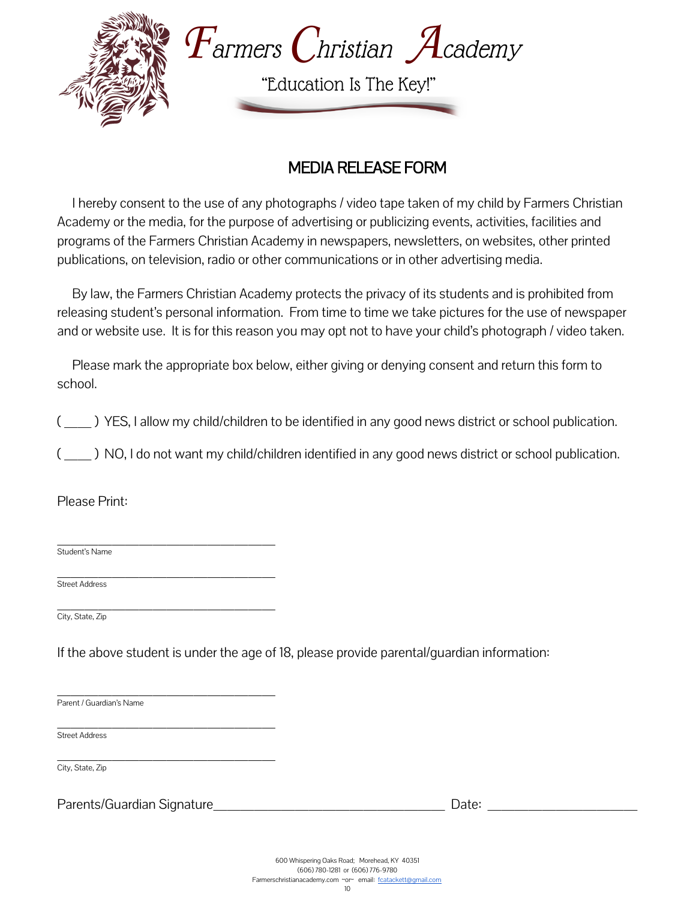# Farmers Christian Academy

"Education Is The Key!"

## MEDIA RELEASE FORM

I hereby consent to the use of any photographs / video tape taken of my child by Farmers Christian Academy or the media, for the purpose of advertising or publicizing events, activities, facilities and programs of the Farmers Christian Academy in newspapers, newsletters, on websites, other printed publications, on television, radio or other communications or in other advertising media.

By law, the Farmers Christian Academy protects the privacy of its students and is prohibited from releasing student's personal information. From time to time we take pictures for the use of newspaper and or website use. It is for this reason you may opt not to have your child's photograph / video taken.

Please mark the appropriate box below, either giving or denying consent and return this form to school.

( ____ ) YES, I allow my child/children to be identified in any good news district or school publication.

( ____ ) NO, I do not want my child/children identified in any good news district or school publication.

Please Print:

\_\_\_\_\_\_\_\_\_\_\_\_\_\_\_\_\_\_\_\_\_\_\_\_\_\_\_\_\_\_\_\_\_\_\_\_
Student's Name

\_\_\_\_\_\_\_\_\_\_\_\_\_\_\_\_\_\_\_\_\_\_\_\_\_\_\_\_\_\_\_\_\_\_\_\_
Street Address

\_\_\_\_\_\_\_\_\_\_\_\_\_\_\_\_\_\_\_\_\_\_\_\_\_\_\_\_\_\_\_\_\_\_\_\_
City, State, Zip

If the above student is under the age of 18, please provide parental/guardian information:

\_\_\_\_\_\_\_\_\_\_\_\_\_\_\_\_\_\_\_\_\_\_\_\_\_\_\_\_\_\_\_\_\_\_\_\_
Parent / Guardian's Name

\_\_\_\_\_\_\_\_\_\_\_\_\_\_\_\_\_\_\_\_\_\_\_\_\_\_\_\_\_\_\_\_\_\_\_\_
Street Address

\_\_\_\_\_\_\_\_\_\_\_\_\_\_\_\_\_\_\_\_\_\_\_\_\_\_\_\_\_\_\_\_\_\_\_\_
City, State, Zip

Parents/Guardian Signature\_\_\_\_\_\_\_\_\_\_\_\_\_\_\_\_\_\_\_\_\_\_\_\_\_\_\_\_\_\_\_\_ Date: \_\_\_\_\_\_\_\_\_\_\_\_\_\_\_\_\_\_\_\_

600 Whispering Oaks Road; Morehead, KY 40351
(606) 780-1281 or (606) 776-9780
Farmerschristianacademy.com ~or~ email: fcatackett@gmail.com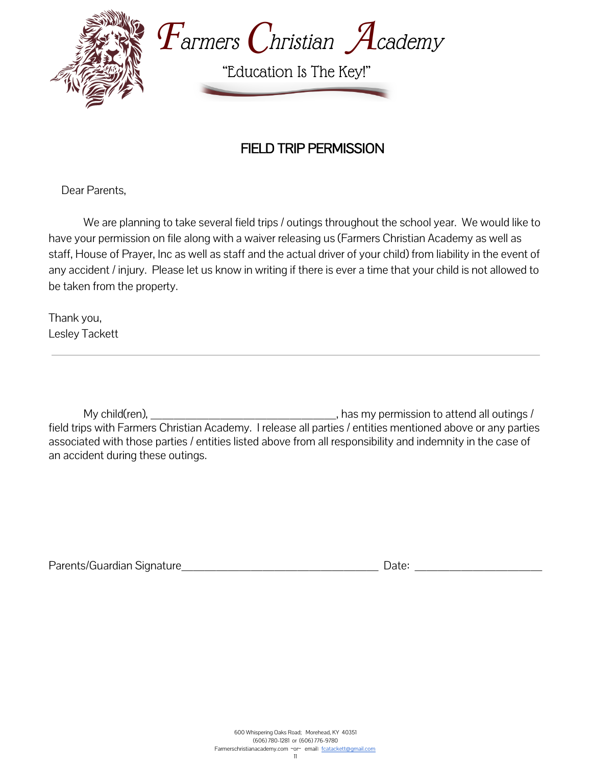# Farmers Christian Academy

"Education Is The Key!"

## FIELD TRIP PERMISSION

Dear Parents,

We are planning to take several field trips / outings throughout the school year. We would like to have your permission on file along with a waiver releasing us (Farmers Christian Academy as well as staff, House of Prayer, Inc as well as staff and the actual driver of your child) from liability in the event of any accident / injury. Please let us know in writing if there is ever a time that your child is not allowed to be taken from the property.

Thank you,
Lesley Tackett

---

My child(ren), ________________________________, has my permission to attend all outings / field trips with Farmers Christian Academy. I release all parties / entities mentioned above or any parties associated with those parties / entities listed above from all responsibility and indemnity in the case of an accident during these outings.

Parents/Guardian Signature___________________________________ Date: ______________________

600 Whispering Oaks Road; Morehead, KY 40351
(606) 780-1281 or (606) 776-9780
Farmerschristianacademy.com ~or~ email: fcatackett@gmail.com